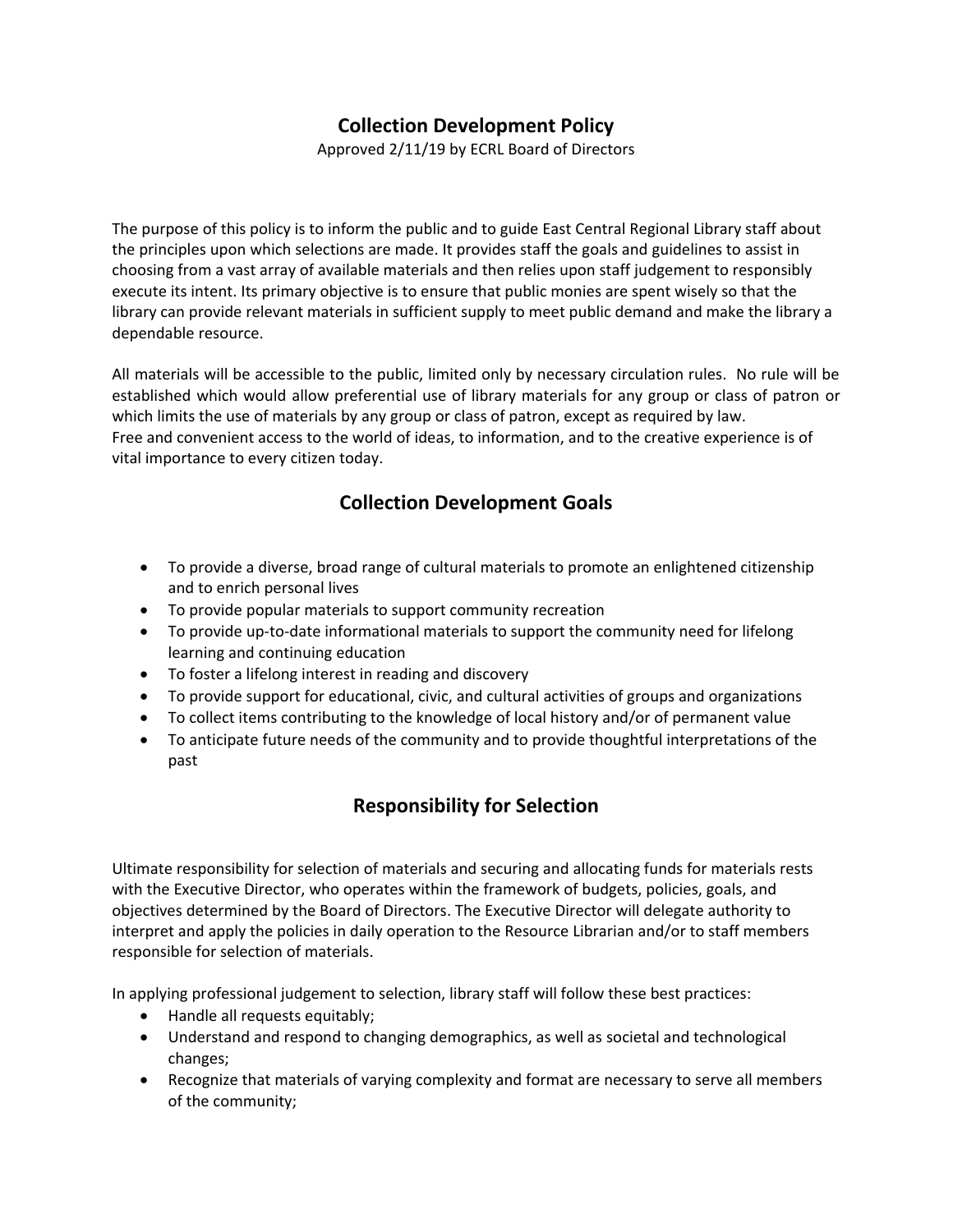# Collection Development Policy

Approved 2/11/19 by ECRL Board of Directors

The purpose of this policy is to inform the public and to guide East Central Regional Library staff about the principles upon which selections are made. It provides staff the goals and guidelines to assist in choosing from a vast array of available materials and then relies upon staff judgement to responsibly execute its intent. Its primary objective is to ensure that public monies are spent wisely so that the library can provide relevant materials in sufficient supply to meet public demand and make the library a dependable resource.

All materials will be accessible to the public, limited only by necessary circulation rules. No rule will be established which would allow preferential use of library materials for any group or class of patron or which limits the use of materials by any group or class of patron, except as required by law.
Free and convenient access to the world of ideas, to information, and to the creative experience is of vital importance to every citizen today.

## Collection Development Goals

- To provide a diverse, broad range of cultural materials to promote an enlightened citizenship and to enrich personal lives
- To provide popular materials to support community recreation
- To provide up-to-date informational materials to support the community need for lifelong learning and continuing education
- To foster a lifelong interest in reading and discovery
- To provide support for educational, civic, and cultural activities of groups and organizations
- To collect items contributing to the knowledge of local history and/or of permanent value
- To anticipate future needs of the community and to provide thoughtful interpretations of the past

## Responsibility for Selection

Ultimate responsibility for selection of materials and securing and allocating funds for materials rests with the Executive Director, who operates within the framework of budgets, policies, goals, and objectives determined by the Board of Directors. The Executive Director will delegate authority to interpret and apply the policies in daily operation to the Resource Librarian and/or to staff members responsible for selection of materials.

In applying professional judgement to selection, library staff will follow these best practices:

- Handle all requests equitably;
- Understand and respond to changing demographics, as well as societal and technological changes;
- Recognize that materials of varying complexity and format are necessary to serve all members of the community;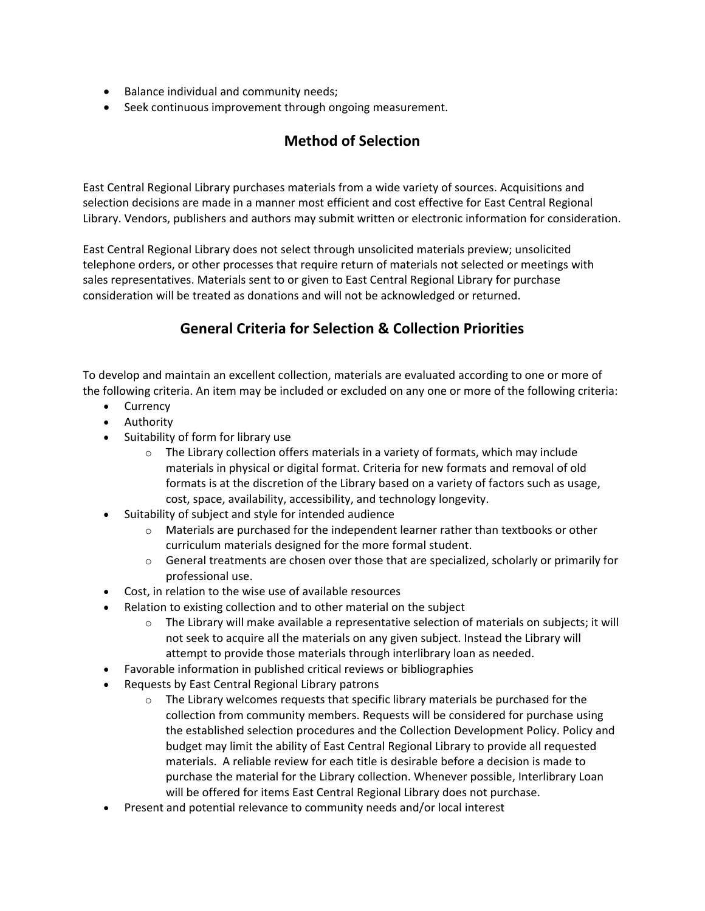- Balance individual and community needs;
- Seek continuous improvement through ongoing measurement.

## Method of Selection

East Central Regional Library purchases materials from a wide variety of sources. Acquisitions and selection decisions are made in a manner most efficient and cost effective for East Central Regional Library. Vendors, publishers and authors may submit written or electronic information for consideration.

East Central Regional Library does not select through unsolicited materials preview; unsolicited telephone orders, or other processes that require return of materials not selected or meetings with sales representatives. Materials sent to or given to East Central Regional Library for purchase consideration will be treated as donations and will not be acknowledged or returned.

## General Criteria for Selection & Collection Priorities

To develop and maintain an excellent collection, materials are evaluated according to one or more of the following criteria. An item may be included or excluded on any one or more of the following criteria:

- Currency
- Authority
- Suitability of form for library use
  - The Library collection offers materials in a variety of formats, which may include materials in physical or digital format. Criteria for new formats and removal of old formats is at the discretion of the Library based on a variety of factors such as usage, cost, space, availability, accessibility, and technology longevity.
- Suitability of subject and style for intended audience
  - Materials are purchased for the independent learner rather than textbooks or other curriculum materials designed for the more formal student.
  - General treatments are chosen over those that are specialized, scholarly or primarily for professional use.
- Cost, in relation to the wise use of available resources
- Relation to existing collection and to other material on the subject
  - The Library will make available a representative selection of materials on subjects; it will not seek to acquire all the materials on any given subject. Instead the Library will attempt to provide those materials through interlibrary loan as needed.
- Favorable information in published critical reviews or bibliographies
- Requests by East Central Regional Library patrons
  - The Library welcomes requests that specific library materials be purchased for the collection from community members. Requests will be considered for purchase using the established selection procedures and the Collection Development Policy. Policy and budget may limit the ability of East Central Regional Library to provide all requested materials. A reliable review for each title is desirable before a decision is made to purchase the material for the Library collection. Whenever possible, Interlibrary Loan will be offered for items East Central Regional Library does not purchase.
- Present and potential relevance to community needs and/or local interest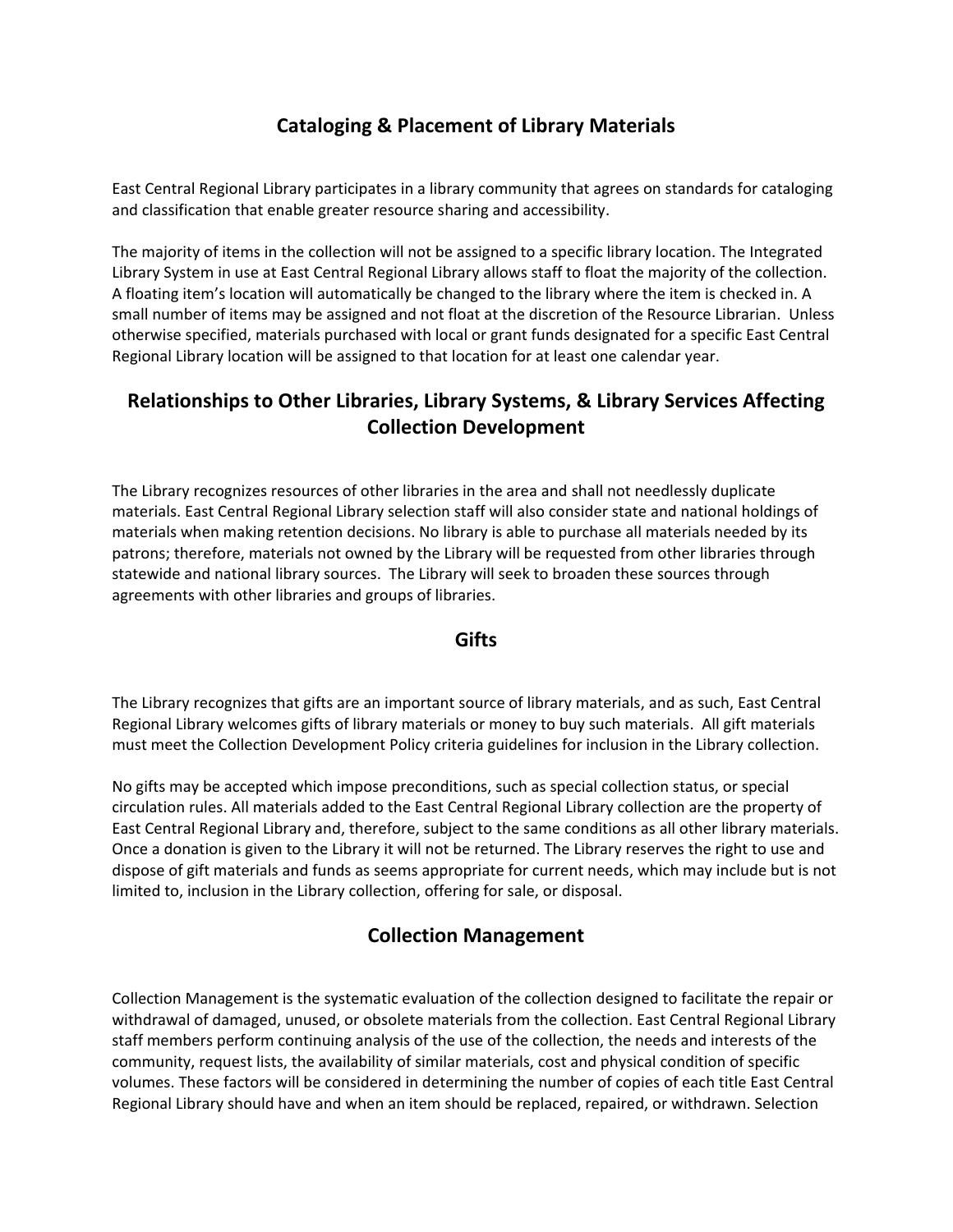## Cataloging & Placement of Library Materials

East Central Regional Library participates in a library community that agrees on standards for cataloging and classification that enable greater resource sharing and accessibility.

The majority of items in the collection will not be assigned to a specific library location. The Integrated Library System in use at East Central Regional Library allows staff to float the majority of the collection. A floating item's location will automatically be changed to the library where the item is checked in. A small number of items may be assigned and not float at the discretion of the Resource Librarian. Unless otherwise specified, materials purchased with local or grant funds designated for a specific East Central Regional Library location will be assigned to that location for at least one calendar year.

## Relationships to Other Libraries, Library Systems, & Library Services Affecting Collection Development

The Library recognizes resources of other libraries in the area and shall not needlessly duplicate materials. East Central Regional Library selection staff will also consider state and national holdings of materials when making retention decisions. No library is able to purchase all materials needed by its patrons; therefore, materials not owned by the Library will be requested from other libraries through statewide and national library sources. The Library will seek to broaden these sources through agreements with other libraries and groups of libraries.

## Gifts

The Library recognizes that gifts are an important source of library materials, and as such, East Central Regional Library welcomes gifts of library materials or money to buy such materials. All gift materials must meet the Collection Development Policy criteria guidelines for inclusion in the Library collection.

No gifts may be accepted which impose preconditions, such as special collection status, or special circulation rules. All materials added to the East Central Regional Library collection are the property of East Central Regional Library and, therefore, subject to the same conditions as all other library materials. Once a donation is given to the Library it will not be returned. The Library reserves the right to use and dispose of gift materials and funds as seems appropriate for current needs, which may include but is not limited to, inclusion in the Library collection, offering for sale, or disposal.

## Collection Management

Collection Management is the systematic evaluation of the collection designed to facilitate the repair or withdrawal of damaged, unused, or obsolete materials from the collection. East Central Regional Library staff members perform continuing analysis of the use of the collection, the needs and interests of the community, request lists, the availability of similar materials, cost and physical condition of specific volumes. These factors will be considered in determining the number of copies of each title East Central Regional Library should have and when an item should be replaced, repaired, or withdrawn. Selection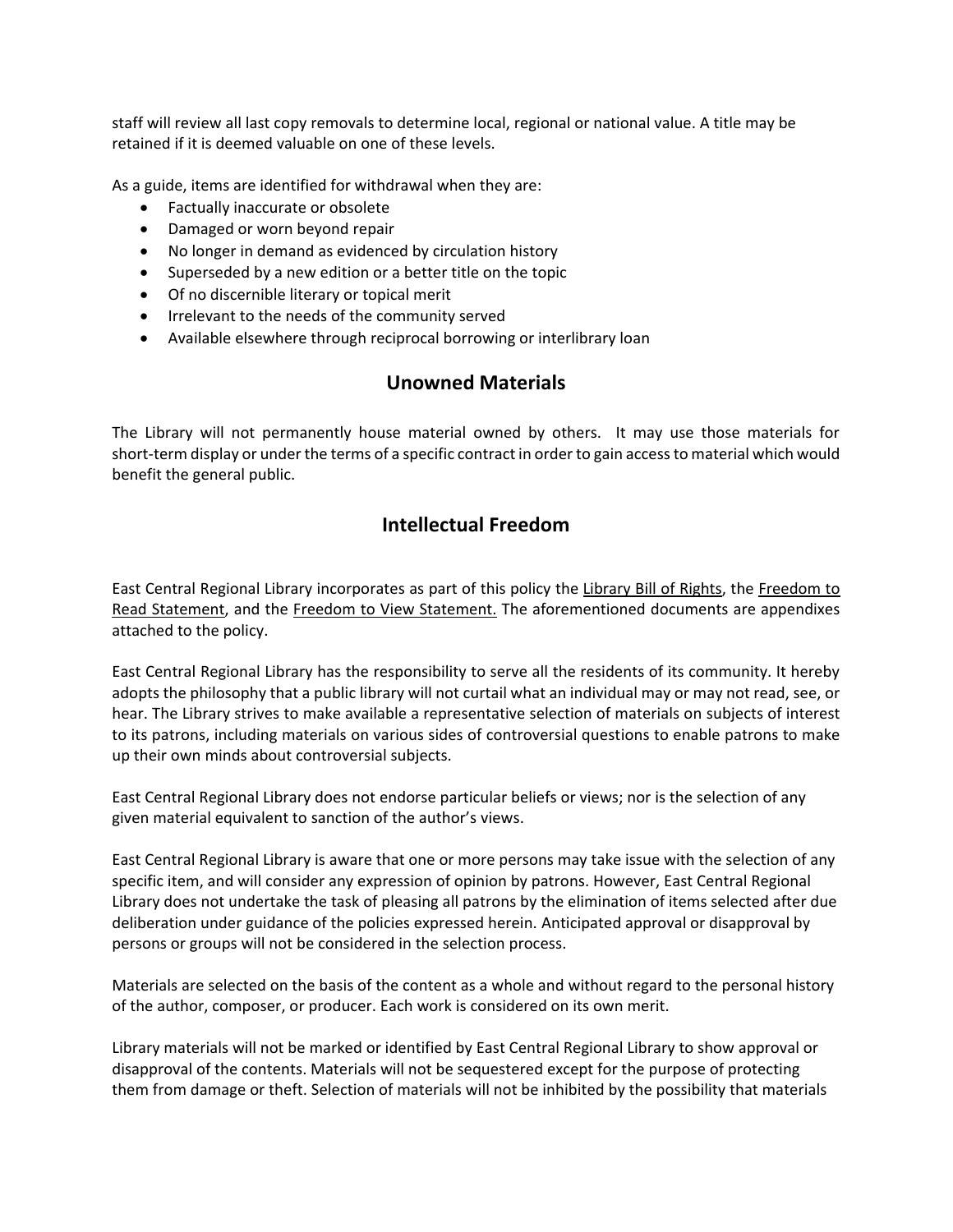staff will review all last copy removals to determine local, regional or national value. A title may be retained if it is deemed valuable on one of these levels.

As a guide, items are identified for withdrawal when they are:

- Factually inaccurate or obsolete
- Damaged or worn beyond repair
- No longer in demand as evidenced by circulation history
- Superseded by a new edition or a better title on the topic
- Of no discernible literary or topical merit
- Irrelevant to the needs of the community served
- Available elsewhere through reciprocal borrowing or interlibrary loan

## Unowned Materials

The Library will not permanently house material owned by others. It may use those materials for short-term display or under the terms of a specific contract in order to gain access to material which would benefit the general public.

## Intellectual Freedom

East Central Regional Library incorporates as part of this policy the Library Bill of Rights, the Freedom to Read Statement, and the Freedom to View Statement. The aforementioned documents are appendixes attached to the policy.

East Central Regional Library has the responsibility to serve all the residents of its community. It hereby adopts the philosophy that a public library will not curtail what an individual may or may not read, see, or hear. The Library strives to make available a representative selection of materials on subjects of interest to its patrons, including materials on various sides of controversial questions to enable patrons to make up their own minds about controversial subjects.

East Central Regional Library does not endorse particular beliefs or views; nor is the selection of any given material equivalent to sanction of the author's views.

East Central Regional Library is aware that one or more persons may take issue with the selection of any specific item, and will consider any expression of opinion by patrons. However, East Central Regional Library does not undertake the task of pleasing all patrons by the elimination of items selected after due deliberation under guidance of the policies expressed herein. Anticipated approval or disapproval by persons or groups will not be considered in the selection process.

Materials are selected on the basis of the content as a whole and without regard to the personal history of the author, composer, or producer. Each work is considered on its own merit.

Library materials will not be marked or identified by East Central Regional Library to show approval or disapproval of the contents. Materials will not be sequestered except for the purpose of protecting them from damage or theft. Selection of materials will not be inhibited by the possibility that materials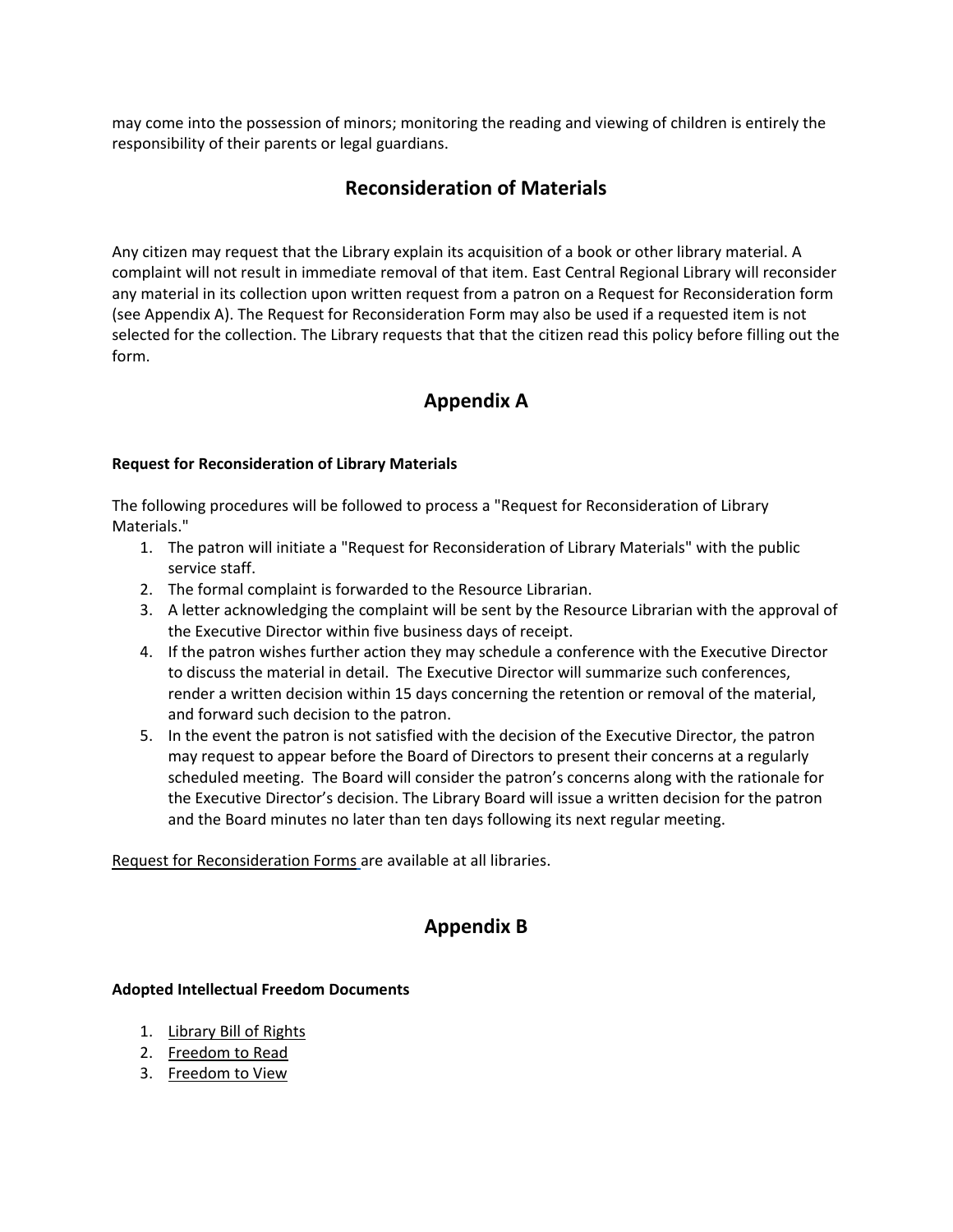may come into the possession of minors; monitoring the reading and viewing of children is entirely the responsibility of their parents or legal guardians.

## Reconsideration of Materials

Any citizen may request that the Library explain its acquisition of a book or other library material. A complaint will not result in immediate removal of that item. East Central Regional Library will reconsider any material in its collection upon written request from a patron on a Request for Reconsideration form (see Appendix A). The Request for Reconsideration Form may also be used if a requested item is not selected for the collection. The Library requests that that the citizen read this policy before filling out the form.

## Appendix A

**Request for Reconsideration of Library Materials**

The following procedures will be followed to process a "Request for Reconsideration of Library Materials."

1. The patron will initiate a "Request for Reconsideration of Library Materials" with the public service staff.
2. The formal complaint is forwarded to the Resource Librarian.
3. A letter acknowledging the complaint will be sent by the Resource Librarian with the approval of the Executive Director within five business days of receipt.
4. If the patron wishes further action they may schedule a conference with the Executive Director to discuss the material in detail. The Executive Director will summarize such conferences, render a written decision within 15 days concerning the retention or removal of the material, and forward such decision to the patron.
5. In the event the patron is not satisfied with the decision of the Executive Director, the patron may request to appear before the Board of Directors to present their concerns at a regularly scheduled meeting. The Board will consider the patron's concerns along with the rationale for the Executive Director's decision. The Library Board will issue a written decision for the patron and the Board minutes no later than ten days following its next regular meeting.

Request for Reconsideration Forms are available at all libraries.

## Appendix B

**Adopted Intellectual Freedom Documents**

1. Library Bill of Rights
2. Freedom to Read
3. Freedom to View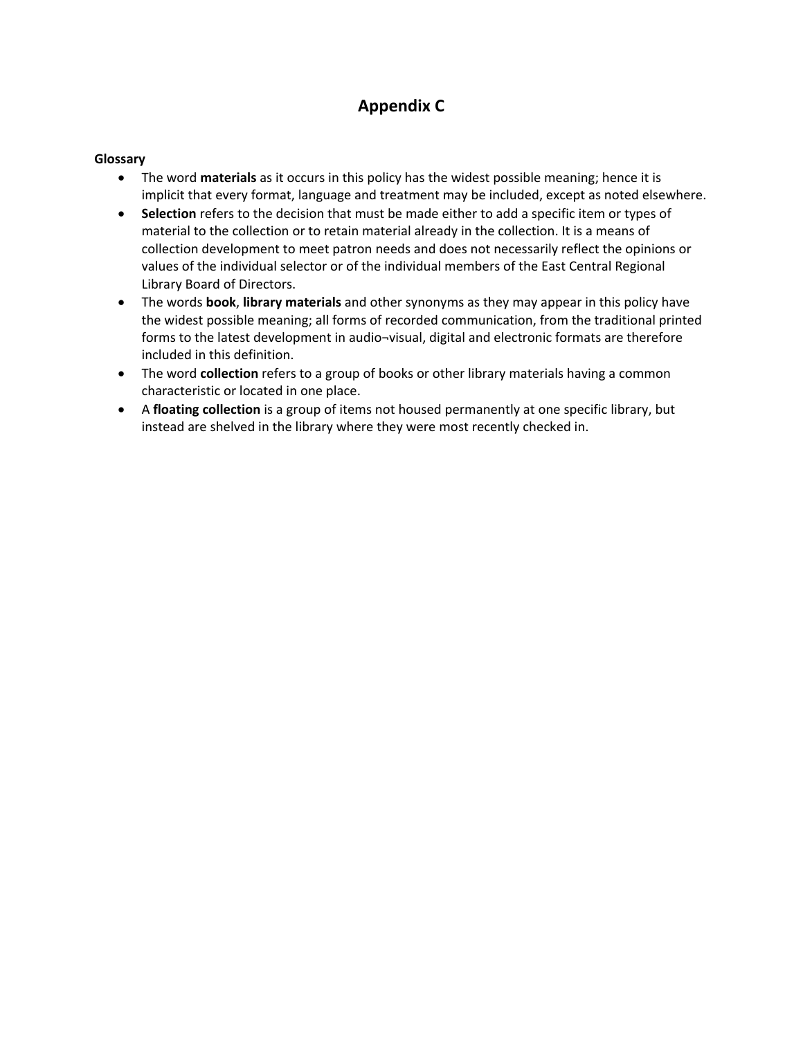# Appendix C

**Glossary**

- The word **materials** as it occurs in this policy has the widest possible meaning; hence it is implicit that every format, language and treatment may be included, except as noted elsewhere.
- **Selection** refers to the decision that must be made either to add a specific item or types of material to the collection or to retain material already in the collection. It is a means of collection development to meet patron needs and does not necessarily reflect the opinions or values of the individual selector or of the individual members of the East Central Regional Library Board of Directors.
- The words **book**, **library materials** and other synonyms as they may appear in this policy have the widest possible meaning; all forms of recorded communication, from the traditional printed forms to the latest development in audio¬visual, digital and electronic formats are therefore included in this definition.
- The word **collection** refers to a group of books or other library materials having a common characteristic or located in one place.
- A **floating collection** is a group of items not housed permanently at one specific library, but instead are shelved in the library where they were most recently checked in.